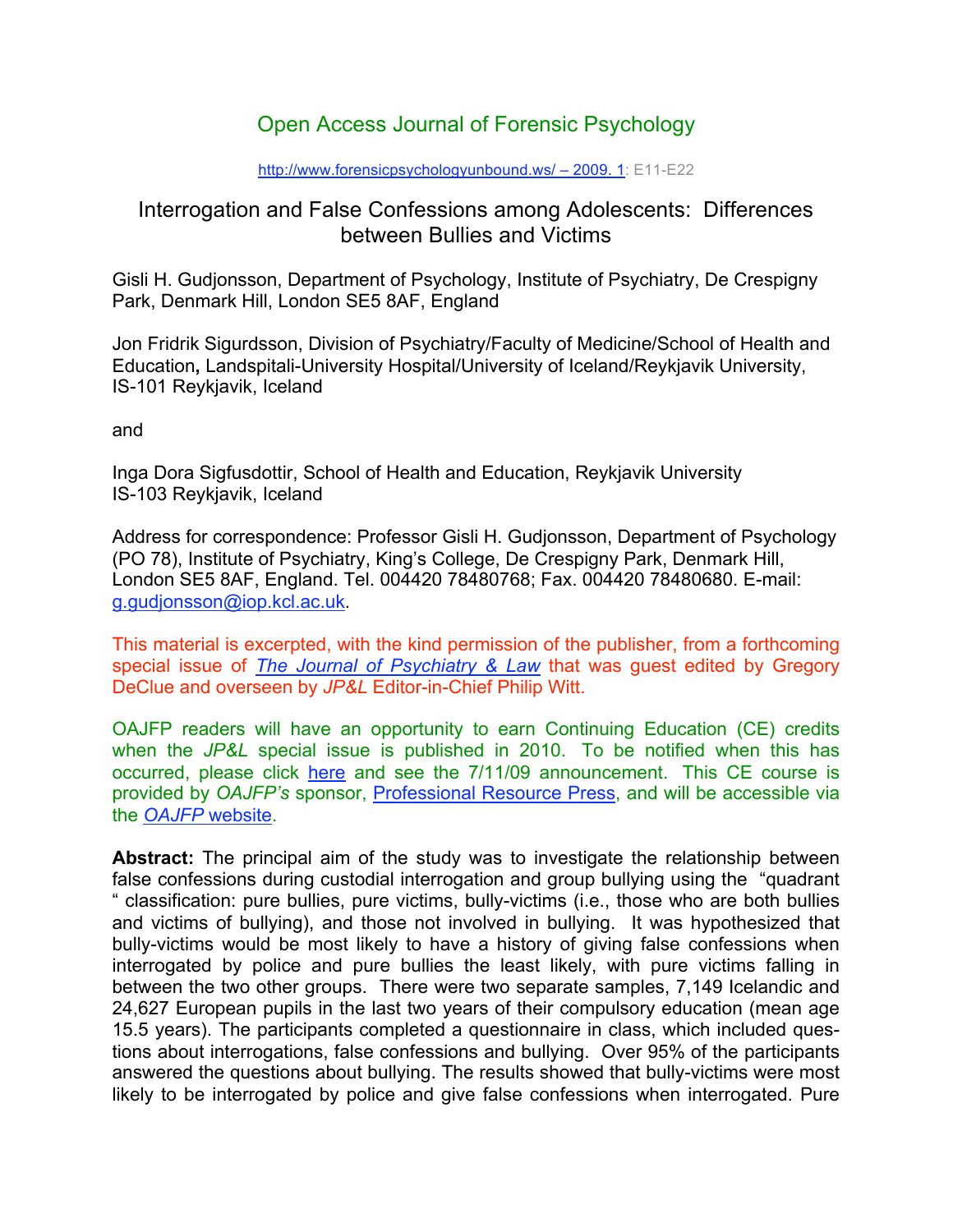Open Access Journal of Forensic Psychology

http://www.forensicpsychologyunbound.ws/ – 2009. 1: E11-E22

# Interrogation and False Confessions among Adolescents: Differences between Bullies and Victims

Gisli H. Gudjonsson, Department of Psychology, Institute of Psychiatry, De Crespigny Park, Denmark Hill, London SE5 8AF, England

Jon Fridrik Sigurdsson, Division of Psychiatry/Faculty of Medicine/School of Health and Education, Landspitali-University Hospital/University of Iceland/Reykjavik University, IS-101 Reykjavik, Iceland

and

Inga Dora Sigfusdottir, School of Health and Education, Reykjavik University IS-103 Reykjavik, Iceland

Address for correspondence: Professor Gisli H. Gudjonsson, Department of Psychology (PO 78), Institute of Psychiatry, King's College, De Crespigny Park, Denmark Hill, London SE5 8AF, England. Tel. 004420 78480768; Fax. 004420 78480680. E-mail: g.gudjonsson@iop.kcl.ac.uk.

This material is excerpted, with the kind permission of the publisher, from a forthcoming special issue of *The Journal of Psychiatry & Law* that was guest edited by Gregory DeClue and overseen by *JP&L* Editor-in-Chief Philip Witt.

OAJFP readers will have an opportunity to earn Continuing Education (CE) credits when the *JP&L* special issue is published in 2010. To be notified when this has occurred, please click here and see the 7/11/09 announcement. This CE course is provided by *OAJFP's* sponsor, Professional Resource Press, and will be accessible via the *OAJFP* website.

**Abstract:** The principal aim of the study was to investigate the relationship between false confessions during custodial interrogation and group bullying using the "quadrant " classification: pure bullies, pure victims, bully-victims (i.e., those who are both bullies and victims of bullying), and those not involved in bullying. It was hypothesized that bully-victims would be most likely to have a history of giving false confessions when interrogated by police and pure bullies the least likely, with pure victims falling in between the two other groups. There were two separate samples, 7,149 Icelandic and 24,627 European pupils in the last two years of their compulsory education (mean age 15.5 years). The participants completed a questionnaire in class, which included questions about interrogations, false confessions and bullying. Over 95% of the participants answered the questions about bullying. The results showed that bully-victims were most likely to be interrogated by police and give false confessions when interrogated. Pure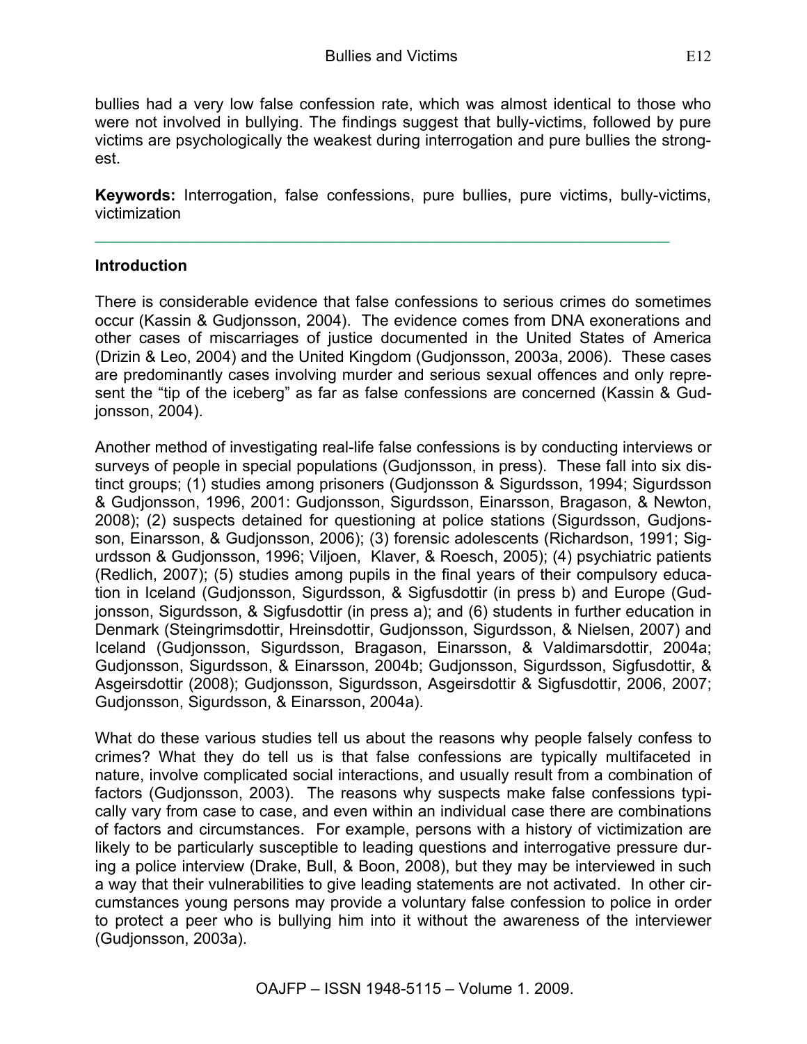bullies had a very low false confession rate, which was almost identical to those who were not involved in bullying. The findings suggest that bully-victims, followed by pure victims are psychologically the weakest during interrogation and pure bullies the strongest.

**Keywords:** Interrogation, false confessions, pure bullies, pure victims, bully-victims, victimization

---

## Introduction

There is considerable evidence that false confessions to serious crimes do sometimes occur (Kassin & Gudjonsson, 2004). The evidence comes from DNA exonerations and other cases of miscarriages of justice documented in the United States of America (Drizin & Leo, 2004) and the United Kingdom (Gudjonsson, 2003a, 2006). These cases are predominantly cases involving murder and serious sexual offences and only represent the "tip of the iceberg" as far as false confessions are concerned (Kassin & Gudjonsson, 2004).

Another method of investigating real-life false confessions is by conducting interviews or surveys of people in special populations (Gudjonsson, in press). These fall into six distinct groups; (1) studies among prisoners (Gudjonsson & Sigurdsson, 1994; Sigurdsson & Gudjonsson, 1996, 2001: Gudjonsson, Sigurdsson, Einarsson, Bragason, & Newton, 2008); (2) suspects detained for questioning at police stations (Sigurdsson, Gudjonsson, Einarsson, & Gudjonsson, 2006); (3) forensic adolescents (Richardson, 1991; Sigurdsson & Gudjonsson, 1996; Viljoen, Klaver, & Roesch, 2005); (4) psychiatric patients (Redlich, 2007); (5) studies among pupils in the final years of their compulsory education in Iceland (Gudjonsson, Sigurdsson, & Sigfusdottir (in press b) and Europe (Gudjonsson, Sigurdsson, & Sigfusdottir (in press a); and (6) students in further education in Denmark (Steingrimsdottir, Hreinsdottir, Gudjonsson, Sigurdsson, & Nielsen, 2007) and Iceland (Gudjonsson, Sigurdsson, Bragason, Einarsson, & Valdimarsdottir, 2004a; Gudjonsson, Sigurdsson, & Einarsson, 2004b; Gudjonsson, Sigurdsson, Sigfusdottir, & Asgeirsdottir (2008); Gudjonsson, Sigurdsson, Asgeirsdottir & Sigfusdottir, 2006, 2007; Gudjonsson, Sigurdsson, & Einarsson, 2004a).

What do these various studies tell us about the reasons why people falsely confess to crimes? What they do tell us is that false confessions are typically multifaceted in nature, involve complicated social interactions, and usually result from a combination of factors (Gudjonsson, 2003). The reasons why suspects make false confessions typically vary from case to case, and even within an individual case there are combinations of factors and circumstances. For example, persons with a history of victimization are likely to be particularly susceptible to leading questions and interrogative pressure during a police interview (Drake, Bull, & Boon, 2008), but they may be interviewed in such a way that their vulnerabilities to give leading statements are not activated. In other circumstances young persons may provide a voluntary false confession to police in order to protect a peer who is bullying him into it without the awareness of the interviewer (Gudjonsson, 2003a).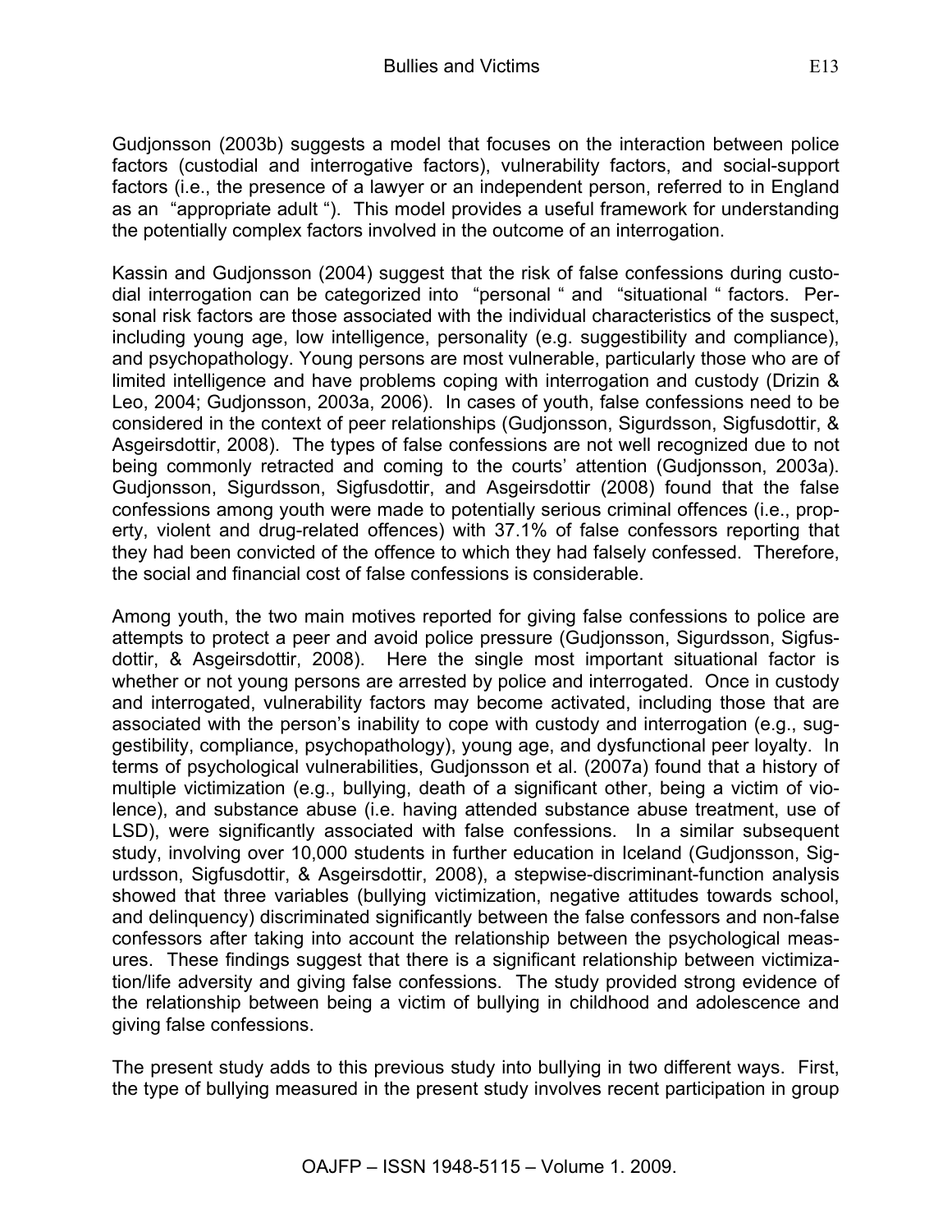Gudjonsson (2003b) suggests a model that focuses on the interaction between police factors (custodial and interrogative factors), vulnerability factors, and social-support factors (i.e., the presence of a lawyer or an independent person, referred to in England as an "appropriate adult"). This model provides a useful framework for understanding the potentially complex factors involved in the outcome of an interrogation.

Kassin and Gudjonsson (2004) suggest that the risk of false confessions during custodial interrogation can be categorized into "personal" and "situational" factors. Personal risk factors are those associated with the individual characteristics of the suspect, including young age, low intelligence, personality (e.g. suggestibility and compliance), and psychopathology. Young persons are most vulnerable, particularly those who are of limited intelligence and have problems coping with interrogation and custody (Drizin & Leo, 2004; Gudjonsson, 2003a, 2006). In cases of youth, false confessions need to be considered in the context of peer relationships (Gudjonsson, Sigurdsson, Sigfusdottir, & Asgeirsdottir, 2008). The types of false confessions are not well recognized due to not being commonly retracted and coming to the courts' attention (Gudjonsson, 2003a). Gudjonsson, Sigurdsson, Sigfusdottir, and Asgeirsdottir (2008) found that the false confessions among youth were made to potentially serious criminal offences (i.e., property, violent and drug-related offences) with 37.1% of false confessors reporting that they had been convicted of the offence to which they had falsely confessed. Therefore, the social and financial cost of false confessions is considerable.

Among youth, the two main motives reported for giving false confessions to police are attempts to protect a peer and avoid police pressure (Gudjonsson, Sigurdsson, Sigfusdottir, & Asgeirsdottir, 2008). Here the single most important situational factor is whether or not young persons are arrested by police and interrogated. Once in custody and interrogated, vulnerability factors may become activated, including those that are associated with the person's inability to cope with custody and interrogation (e.g., suggestibility, compliance, psychopathology), young age, and dysfunctional peer loyalty. In terms of psychological vulnerabilities, Gudjonsson et al. (2007a) found that a history of multiple victimization (e.g., bullying, death of a significant other, being a victim of violence), and substance abuse (i.e. having attended substance abuse treatment, use of LSD), were significantly associated with false confessions. In a similar subsequent study, involving over 10,000 students in further education in Iceland (Gudjonsson, Sigurdsson, Sigfusdottir, & Asgeirsdottir, 2008), a stepwise-discriminant-function analysis showed that three variables (bullying victimization, negative attitudes towards school, and delinquency) discriminated significantly between the false confessors and non-false confessors after taking into account the relationship between the psychological measures. These findings suggest that there is a significant relationship between victimization/life adversity and giving false confessions. The study provided strong evidence of the relationship between being a victim of bullying in childhood and adolescence and giving false confessions.

The present study adds to this previous study into bullying in two different ways. First, the type of bullying measured in the present study involves recent participation in group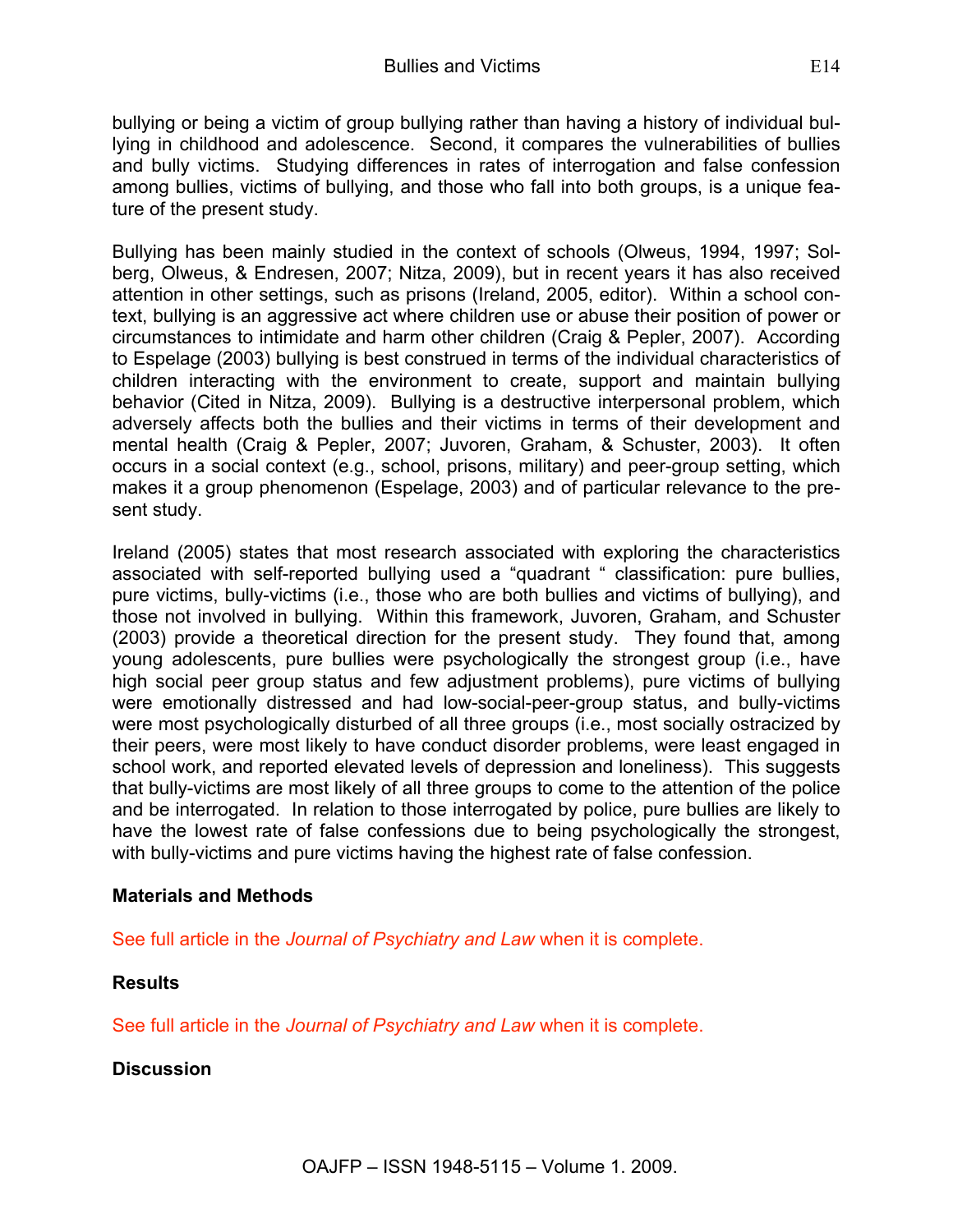bullying or being a victim of group bullying rather than having a history of individual bullying in childhood and adolescence. Second, it compares the vulnerabilities of bullies and bully victims. Studying differences in rates of interrogation and false confession among bullies, victims of bullying, and those who fall into both groups, is a unique feature of the present study.

Bullying has been mainly studied in the context of schools (Olweus, 1994, 1997; Solberg, Olweus, & Endresen, 2007; Nitza, 2009), but in recent years it has also received attention in other settings, such as prisons (Ireland, 2005, editor). Within a school context, bullying is an aggressive act where children use or abuse their position of power or circumstances to intimidate and harm other children (Craig & Pepler, 2007). According to Espelage (2003) bullying is best construed in terms of the individual characteristics of children interacting with the environment to create, support and maintain bullying behavior (Cited in Nitza, 2009). Bullying is a destructive interpersonal problem, which adversely affects both the bullies and their victims in terms of their development and mental health (Craig & Pepler, 2007; Juvoren, Graham, & Schuster, 2003). It often occurs in a social context (e.g., school, prisons, military) and peer-group setting, which makes it a group phenomenon (Espelage, 2003) and of particular relevance to the present study.

Ireland (2005) states that most research associated with exploring the characteristics associated with self-reported bullying used a "quadrant " classification: pure bullies, pure victims, bully-victims (i.e., those who are both bullies and victims of bullying), and those not involved in bullying. Within this framework, Juvoren, Graham, and Schuster (2003) provide a theoretical direction for the present study. They found that, among young adolescents, pure bullies were psychologically the strongest group (i.e., have high social peer group status and few adjustment problems), pure victims of bullying were emotionally distressed and had low-social-peer-group status, and bully-victims were most psychologically disturbed of all three groups (i.e., most socially ostracized by their peers, were most likely to have conduct disorder problems, were least engaged in school work, and reported elevated levels of depression and loneliness). This suggests that bully-victims are most likely of all three groups to come to the attention of the police and be interrogated. In relation to those interrogated by police, pure bullies are likely to have the lowest rate of false confessions due to being psychologically the strongest, with bully-victims and pure victims having the highest rate of false confession.

**Materials and Methods**

See full article in the *Journal of Psychiatry and Law* when it is complete.

**Results**

See full article in the *Journal of Psychiatry and Law* when it is complete.

**Discussion**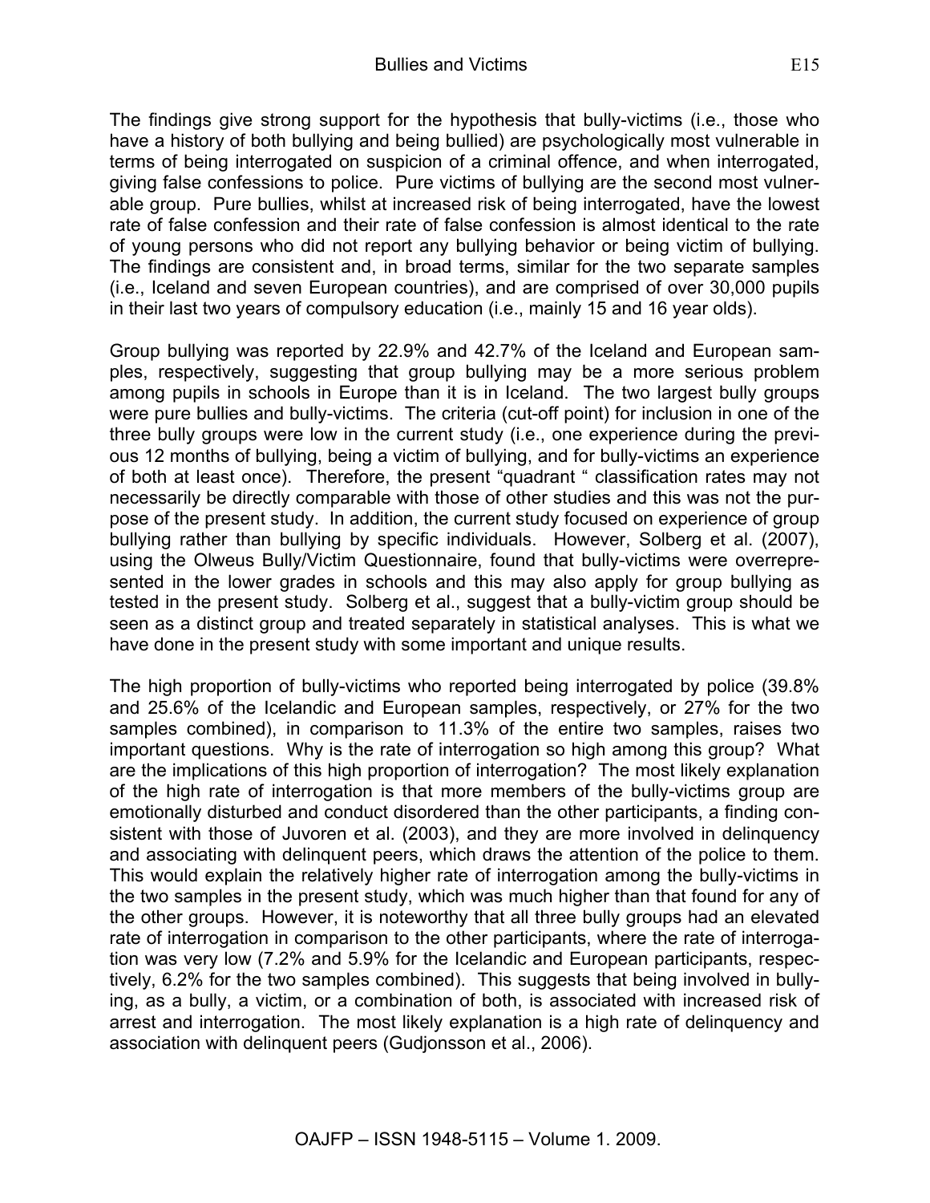The findings give strong support for the hypothesis that bully-victims (i.e., those who have a history of both bullying and being bullied) are psychologically most vulnerable in terms of being interrogated on suspicion of a criminal offence, and when interrogated, giving false confessions to police. Pure victims of bullying are the second most vulnerable group. Pure bullies, whilst at increased risk of being interrogated, have the lowest rate of false confession and their rate of false confession is almost identical to the rate of young persons who did not report any bullying behavior or being victim of bullying. The findings are consistent and, in broad terms, similar for the two separate samples (i.e., Iceland and seven European countries), and are comprised of over 30,000 pupils in their last two years of compulsory education (i.e., mainly 15 and 16 year olds).

Group bullying was reported by 22.9% and 42.7% of the Iceland and European samples, respectively, suggesting that group bullying may be a more serious problem among pupils in schools in Europe than it is in Iceland. The two largest bully groups were pure bullies and bully-victims. The criteria (cut-off point) for inclusion in one of the three bully groups were low in the current study (i.e., one experience during the previous 12 months of bullying, being a victim of bullying, and for bully-victims an experience of both at least once). Therefore, the present "quadrant " classification rates may not necessarily be directly comparable with those of other studies and this was not the purpose of the present study. In addition, the current study focused on experience of group bullying rather than bullying by specific individuals. However, Solberg et al. (2007), using the Olweus Bully/Victim Questionnaire, found that bully-victims were overrepresented in the lower grades in schools and this may also apply for group bullying as tested in the present study. Solberg et al., suggest that a bully-victim group should be seen as a distinct group and treated separately in statistical analyses. This is what we have done in the present study with some important and unique results.

The high proportion of bully-victims who reported being interrogated by police (39.8% and 25.6% of the Icelandic and European samples, respectively, or 27% for the two samples combined), in comparison to 11.3% of the entire two samples, raises two important questions. Why is the rate of interrogation so high among this group? What are the implications of this high proportion of interrogation? The most likely explanation of the high rate of interrogation is that more members of the bully-victims group are emotionally disturbed and conduct disordered than the other participants, a finding consistent with those of Juvoren et al. (2003), and they are more involved in delinquency and associating with delinquent peers, which draws the attention of the police to them. This would explain the relatively higher rate of interrogation among the bully-victims in the two samples in the present study, which was much higher than that found for any of the other groups. However, it is noteworthy that all three bully groups had an elevated rate of interrogation in comparison to the other participants, where the rate of interrogation was very low (7.2% and 5.9% for the Icelandic and European participants, respectively, 6.2% for the two samples combined). This suggests that being involved in bullying, as a bully, a victim, or a combination of both, is associated with increased risk of arrest and interrogation. The most likely explanation is a high rate of delinquency and association with delinquent peers (Gudjonsson et al., 2006).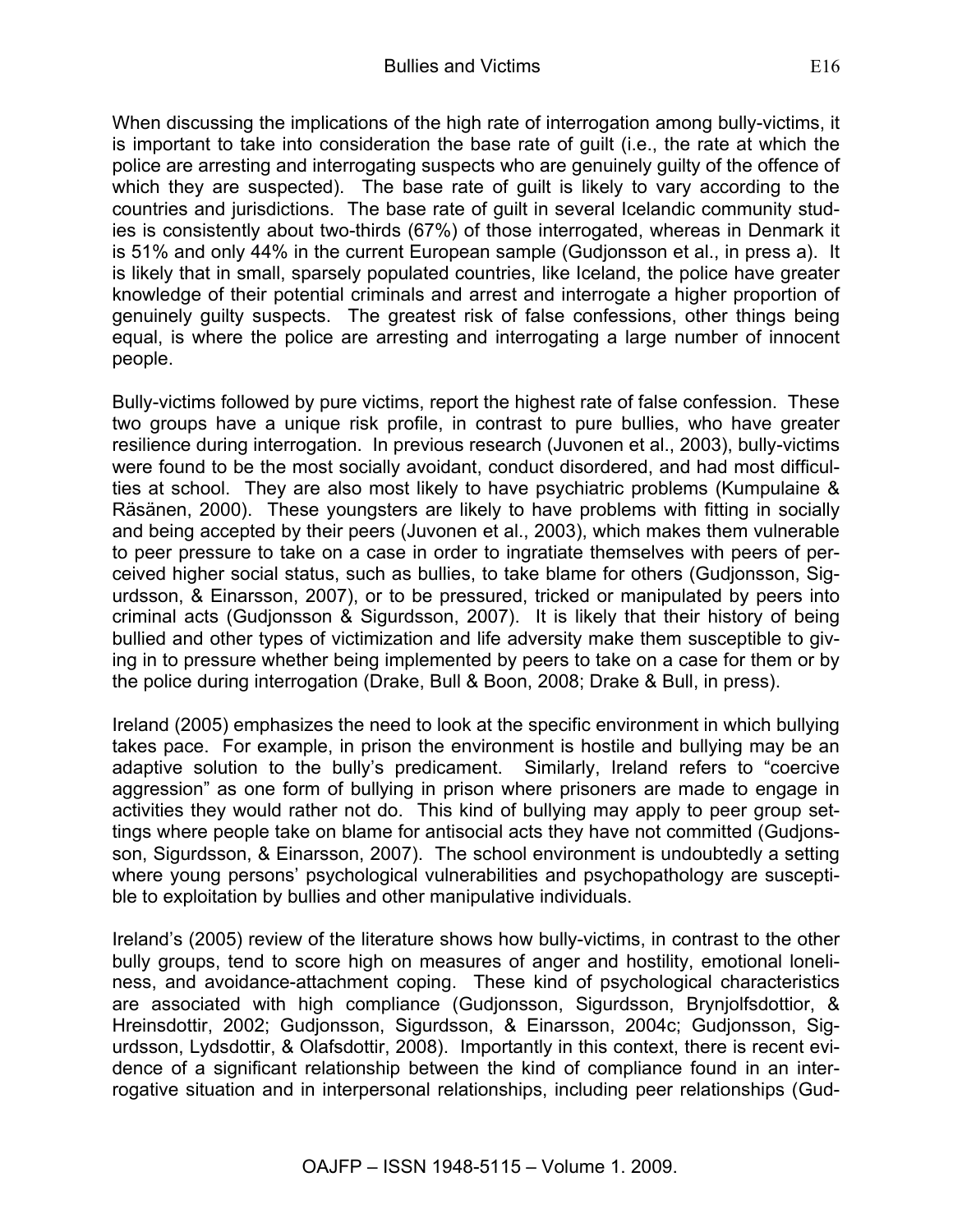When discussing the implications of the high rate of interrogation among bully-victims, it is important to take into consideration the base rate of guilt (i.e., the rate at which the police are arresting and interrogating suspects who are genuinely guilty of the offence of which they are suspected). The base rate of guilt is likely to vary according to the countries and jurisdictions. The base rate of guilt in several Icelandic community studies is consistently about two-thirds (67%) of those interrogated, whereas in Denmark it is 51% and only 44% in the current European sample (Gudjonsson et al., in press a). It is likely that in small, sparsely populated countries, like Iceland, the police have greater knowledge of their potential criminals and arrest and interrogate a higher proportion of genuinely guilty suspects. The greatest risk of false confessions, other things being equal, is where the police are arresting and interrogating a large number of innocent people.

Bully-victims followed by pure victims, report the highest rate of false confession. These two groups have a unique risk profile, in contrast to pure bullies, who have greater resilience during interrogation. In previous research (Juvonen et al., 2003), bully-victims were found to be the most socially avoidant, conduct disordered, and had most difficulties at school. They are also most likely to have psychiatric problems (Kumpulaine & Räsänen, 2000). These youngsters are likely to have problems with fitting in socially and being accepted by their peers (Juvonen et al., 2003), which makes them vulnerable to peer pressure to take on a case in order to ingratiate themselves with peers of perceived higher social status, such as bullies, to take blame for others (Gudjonsson, Sigurdsson, & Einarsson, 2007), or to be pressured, tricked or manipulated by peers into criminal acts (Gudjonsson & Sigurdsson, 2007). It is likely that their history of being bullied and other types of victimization and life adversity make them susceptible to giving in to pressure whether being implemented by peers to take on a case for them or by the police during interrogation (Drake, Bull & Boon, 2008; Drake & Bull, in press).

Ireland (2005) emphasizes the need to look at the specific environment in which bullying takes pace. For example, in prison the environment is hostile and bullying may be an adaptive solution to the bully's predicament. Similarly, Ireland refers to "coercive aggression" as one form of bullying in prison where prisoners are made to engage in activities they would rather not do. This kind of bullying may apply to peer group settings where people take on blame for antisocial acts they have not committed (Gudjonsson, Sigurdsson, & Einarsson, 2007). The school environment is undoubtedly a setting where young persons' psychological vulnerabilities and psychopathology are susceptible to exploitation by bullies and other manipulative individuals.

Ireland's (2005) review of the literature shows how bully-victims, in contrast to the other bully groups, tend to score high on measures of anger and hostility, emotional loneliness, and avoidance-attachment coping. These kind of psychological characteristics are associated with high compliance (Gudjonsson, Sigurdsson, Brynjolfsdottior, & Hreinsdottir, 2002; Gudjonsson, Sigurdsson, & Einarsson, 2004c; Gudjonsson, Sigurdsson, Lydsdottir, & Olafsdottir, 2008). Importantly in this context, there is recent evidence of a significant relationship between the kind of compliance found in an interrogative situation and in interpersonal relationships, including peer relationships (Gud-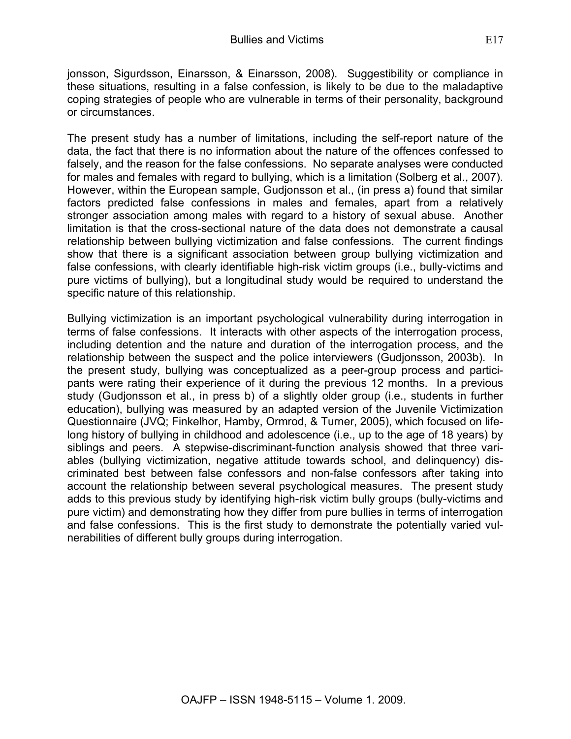jonsson, Sigurdsson, Einarsson, & Einarsson, 2008). Suggestibility or compliance in these situations, resulting in a false confession, is likely to be due to the maladaptive coping strategies of people who are vulnerable in terms of their personality, background or circumstances.

The present study has a number of limitations, including the self-report nature of the data, the fact that there is no information about the nature of the offences confessed to falsely, and the reason for the false confessions. No separate analyses were conducted for males and females with regard to bullying, which is a limitation (Solberg et al., 2007). However, within the European sample, Gudjonsson et al., (in press a) found that similar factors predicted false confessions in males and females, apart from a relatively stronger association among males with regard to a history of sexual abuse. Another limitation is that the cross-sectional nature of the data does not demonstrate a causal relationship between bullying victimization and false confessions. The current findings show that there is a significant association between group bullying victimization and false confessions, with clearly identifiable high-risk victim groups (i.e., bully-victims and pure victims of bullying), but a longitudinal study would be required to understand the specific nature of this relationship.

Bullying victimization is an important psychological vulnerability during interrogation in terms of false confessions. It interacts with other aspects of the interrogation process, including detention and the nature and duration of the interrogation process, and the relationship between the suspect and the police interviewers (Gudjonsson, 2003b). In the present study, bullying was conceptualized as a peer-group process and participants were rating their experience of it during the previous 12 months. In a previous study (Gudjonsson et al., in press b) of a slightly older group (i.e., students in further education), bullying was measured by an adapted version of the Juvenile Victimization Questionnaire (JVQ; Finkelhor, Hamby, Ormrod, & Turner, 2005), which focused on life-long history of bullying in childhood and adolescence (i.e., up to the age of 18 years) by siblings and peers. A stepwise-discriminant-function analysis showed that three variables (bullying victimization, negative attitude towards school, and delinquency) discriminated best between false confessors and non-false confessors after taking into account the relationship between several psychological measures. The present study adds to this previous study by identifying high-risk victim bully groups (bully-victims and pure victim) and demonstrating how they differ from pure bullies in terms of interrogation and false confessions. This is the first study to demonstrate the potentially varied vulnerabilities of different bully groups during interrogation.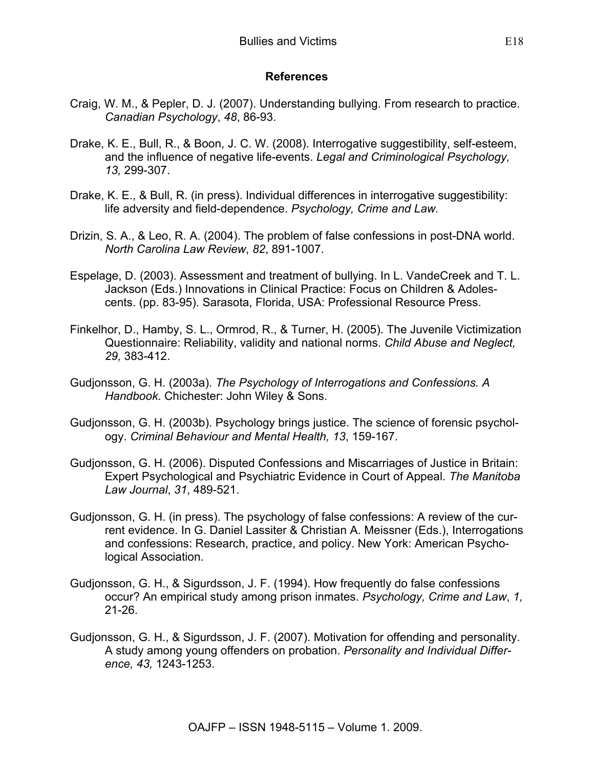## References

Craig, W. M., & Pepler, D. J. (2007). Understanding bullying. From research to practice. *Canadian Psychology*, *48*, 86-93.

Drake, K. E., Bull, R., & Boon, J. C. W. (2008). Interrogative suggestibility, self-esteem, and the influence of negative life-events. *Legal and Criminological Psychology, 13,* 299-307.

Drake, K. E., & Bull, R. (in press). Individual differences in interrogative suggestibility: life adversity and field-dependence. *Psychology, Crime and Law.*

Drizin, S. A., & Leo, R. A. (2004). The problem of false confessions in post-DNA world. *North Carolina Law Review*, *82*, 891-1007.

Espelage, D. (2003). Assessment and treatment of bullying. In L. VandeCreek and T. L. Jackson (Eds.) Innovations in Clinical Practice: Focus on Children & Adolescents. (pp. 83-95). Sarasota, Florida, USA: Professional Resource Press.

Finkelhor, D., Hamby, S. L., Ormrod, R., & Turner, H. (2005). The Juvenile Victimization Questionnaire: Reliability, validity and national norms. *Child Abuse and Neglect, 29,* 383-412.

Gudjonsson, G. H. (2003a). *The Psychology of Interrogations and Confessions. A Handbook*. Chichester: John Wiley & Sons.

Gudjonsson, G. H. (2003b). Psychology brings justice. The science of forensic psychology. *Criminal Behaviour and Mental Health, 13*, 159-167.

Gudjonsson, G. H. (2006). Disputed Confessions and Miscarriages of Justice in Britain: Expert Psychological and Psychiatric Evidence in Court of Appeal. *The Manitoba Law Journal*, *31*, 489-521.

Gudjonsson, G. H. (in press). The psychology of false confessions: A review of the current evidence. In G. Daniel Lassiter & Christian A. Meissner (Eds.), Interrogations and confessions: Research, practice, and policy. New York: American Psychological Association.

Gudjonsson, G. H., & Sigurdsson, J. F. (1994). How frequently do false confessions occur? An empirical study among prison inmates. *Psychology, Crime and Law*, *1,* 21-26.

Gudjonsson, G. H., & Sigurdsson, J. F. (2007). Motivation for offending and personality. A study among young offenders on probation. *Personality and Individual Difference, 43,* 1243-1253.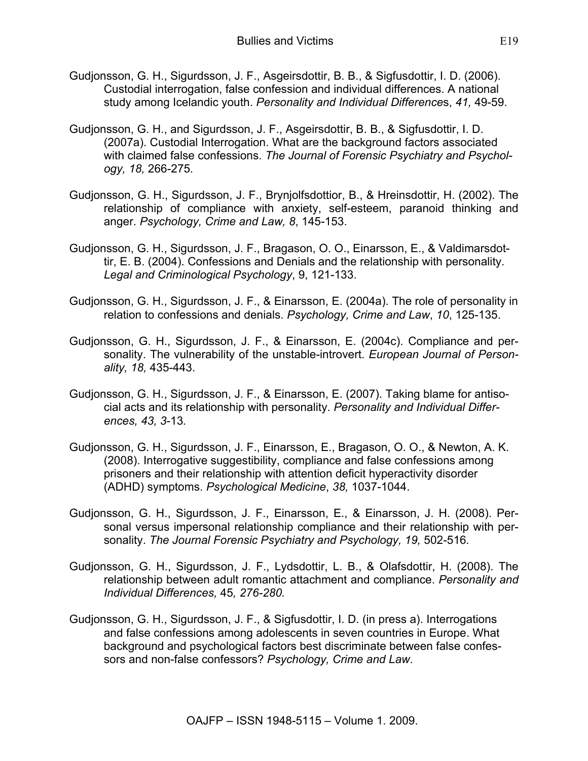Gudjonsson, G. H., Sigurdsson, J. F., Asgeirsdottir, B. B., & Sigfusdottir, I. D. (2006). Custodial interrogation, false confession and individual differences. A national study among Icelandic youth. *Personality and Individual Differences*, *41,* 49-59.

Gudjonsson, G. H., and Sigurdsson, J. F., Asgeirsdottir, B. B., & Sigfusdottir, I. D. (2007a). Custodial Interrogation. What are the background factors associated with claimed false confessions. *The Journal of Forensic Psychiatry and Psychology, 18,* 266-275.

Gudjonsson, G. H., Sigurdsson, J. F., Brynjolfsdottior, B., & Hreinsdottir, H. (2002). The relationship of compliance with anxiety, self-esteem, paranoid thinking and anger. *Psychology, Crime and Law, 8*, 145-153.

Gudjonsson, G. H., Sigurdsson, J. F., Bragason, O. O., Einarsson, E., & Valdimarsdottir, E. B. (2004). Confessions and Denials and the relationship with personality. *Legal and Criminological Psychology*, 9, 121-133.

Gudjonsson, G. H., Sigurdsson, J. F., & Einarsson, E. (2004a). The role of personality in relation to confessions and denials. *Psychology, Crime and Law*, *10*, 125-135.

Gudjonsson, G. H., Sigurdsson, J. F., & Einarsson, E. (2004c). Compliance and personality. The vulnerability of the unstable-introvert. *European Journal of Personality, 18,* 435-443.

Gudjonsson, G. H., Sigurdsson, J. F., & Einarsson, E. (2007). Taking blame for antisocial acts and its relationship with personality. *Personality and Individual Differences, 43, 3*-13.

Gudjonsson, G. H., Sigurdsson, J. F., Einarsson, E., Bragason, O. O., & Newton, A. K. (2008). Interrogative suggestibility, compliance and false confessions among prisoners and their relationship with attention deficit hyperactivity disorder (ADHD) symptoms. *Psychological Medicine*, *38,* 1037-1044.

Gudjonsson, G. H., Sigurdsson, J. F., Einarsson, E., & Einarsson, J. H. (2008). Personal versus impersonal relationship compliance and their relationship with personality. *The Journal Forensic Psychiatry and Psychology, 19,* 502-516.

Gudjonsson, G. H., Sigurdsson, J. F., Lydsdottir, L. B., & Olafsdottir, H. (2008). The relationship between adult romantic attachment and compliance. *Personality and Individual Differences,* 45*, 276-280.*

Gudjonsson, G. H., Sigurdsson, J. F., & Sigfusdottir, I. D. (in press a). Interrogations and false confessions among adolescents in seven countries in Europe. What background and psychological factors best discriminate between false confessors and non-false confessors? *Psychology, Crime and Law*.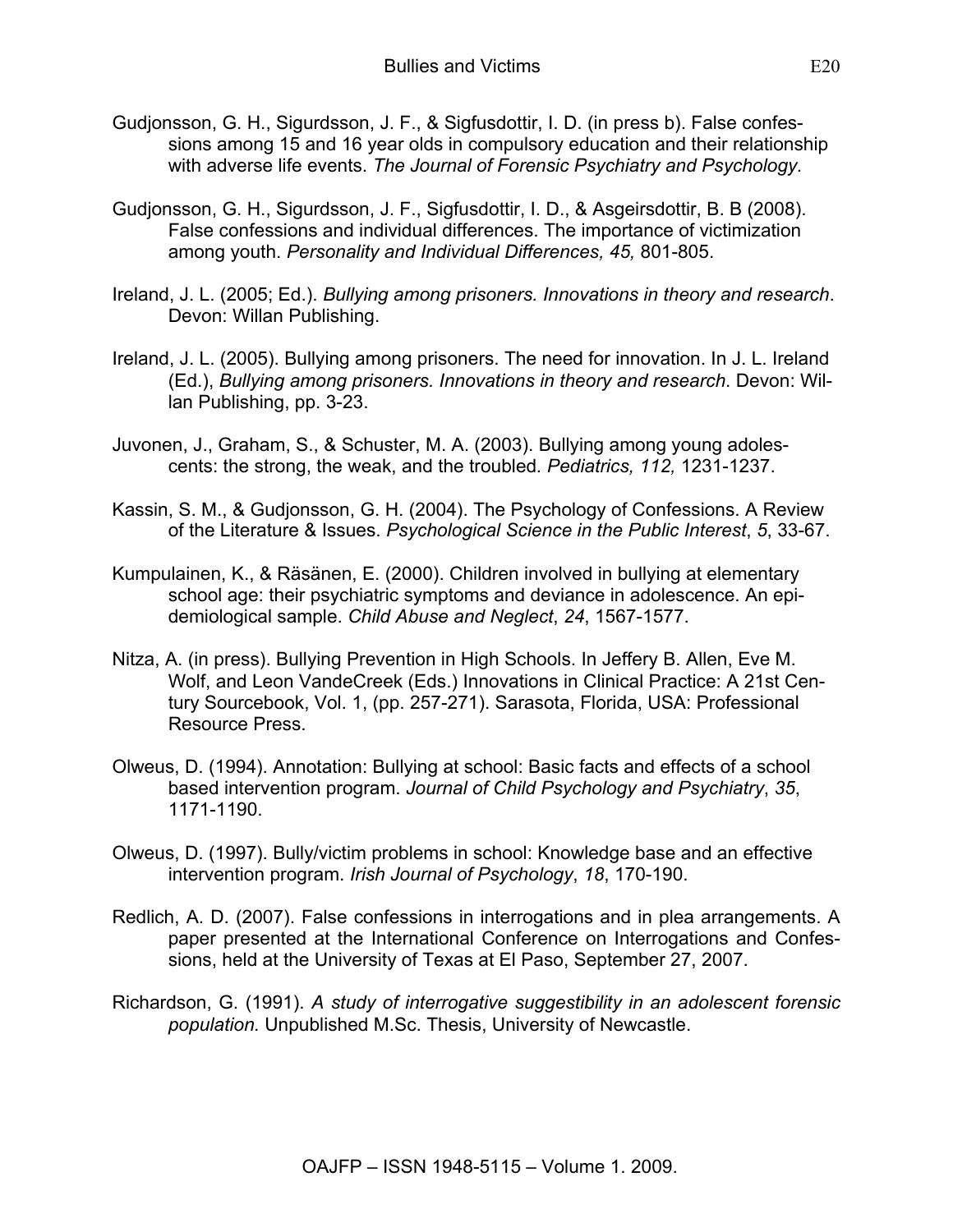Gudjonsson, G. H., Sigurdsson, J. F., & Sigfusdottir, I. D. (in press b). False confessions among 15 and 16 year olds in compulsory education and their relationship with adverse life events. *The Journal of Forensic Psychiatry and Psychology.*

Gudjonsson, G. H., Sigurdsson, J. F., Sigfusdottir, I. D., & Asgeirsdottir, B. B (2008). False confessions and individual differences. The importance of victimization among youth. *Personality and Individual Differences, 45,* 801-805.

Ireland, J. L. (2005; Ed.). *Bullying among prisoners. Innovations in theory and research*. Devon: Willan Publishing.

Ireland, J. L. (2005). Bullying among prisoners. The need for innovation. In J. L. Ireland (Ed.), *Bullying among prisoners. Innovations in theory and research*. Devon: Willan Publishing, pp. 3-23.

Juvonen, J., Graham, S., & Schuster, M. A. (2003). Bullying among young adolescents: the strong, the weak, and the troubled. *Pediatrics, 112,* 1231-1237.

Kassin, S. M., & Gudjonsson, G. H. (2004). The Psychology of Confessions. A Review of the Literature & Issues. *Psychological Science in the Public Interest*, *5*, 33-67.

Kumpulainen, K., & Räsänen, E. (2000). Children involved in bullying at elementary school age: their psychiatric symptoms and deviance in adolescence. An epidemiological sample. *Child Abuse and Neglect*, *24*, 1567-1577.

Nitza, A. (in press). Bullying Prevention in High Schools. In Jeffery B. Allen, Eve M. Wolf, and Leon VandeCreek (Eds.) Innovations in Clinical Practice: A 21st Century Sourcebook, Vol. 1, (pp. 257-271). Sarasota, Florida, USA: Professional Resource Press.

Olweus, D. (1994). Annotation: Bullying at school: Basic facts and effects of a school based intervention program. *Journal of Child Psychology and Psychiatry*, *35*, 1171-1190.

Olweus, D. (1997). Bully/victim problems in school: Knowledge base and an effective intervention program. *Irish Journal of Psychology*, *18*, 170-190.

Redlich, A. D. (2007). False confessions in interrogations and in plea arrangements. A paper presented at the International Conference on Interrogations and Confessions, held at the University of Texas at El Paso, September 27, 2007.

Richardson, G. (1991). *A study of interrogative suggestibility in an adolescent forensic population.* Unpublished M.Sc. Thesis, University of Newcastle.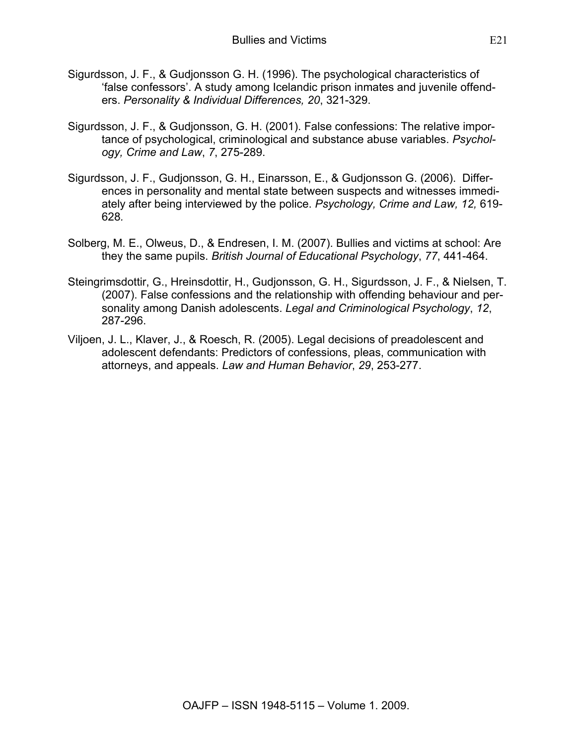Sigurdsson, J. F., & Gudjonsson G. H. (1996). The psychological characteristics of 'false confessors'. A study among Icelandic prison inmates and juvenile offenders. *Personality & Individual Differences, 20*, 321-329.

Sigurdsson, J. F., & Gudjonsson, G. H. (2001). False confessions: The relative importance of psychological, criminological and substance abuse variables. *Psychology, Crime and Law*, *7*, 275-289.

Sigurdsson, J. F., Gudjonsson, G. H., Einarsson, E., & Gudjonsson G. (2006). Differences in personality and mental state between suspects and witnesses immediately after being interviewed by the police. *Psychology, Crime and Law, 12,* 619-628*.*

Solberg, M. E., Olweus, D., & Endresen, I. M. (2007). Bullies and victims at school: Are they the same pupils. *British Journal of Educational Psychology*, *77*, 441-464.

Steingrimsdottir, G., Hreinsdottir, H., Gudjonsson, G. H., Sigurdsson, J. F., & Nielsen, T. (2007). False confessions and the relationship with offending behaviour and personality among Danish adolescents. *Legal and Criminological Psychology*, *12*, 287-296.

Viljoen, J. L., Klaver, J., & Roesch, R. (2005). Legal decisions of preadolescent and adolescent defendants: Predictors of confessions, pleas, communication with attorneys, and appeals. *Law and Human Behavior*, *29*, 253-277.